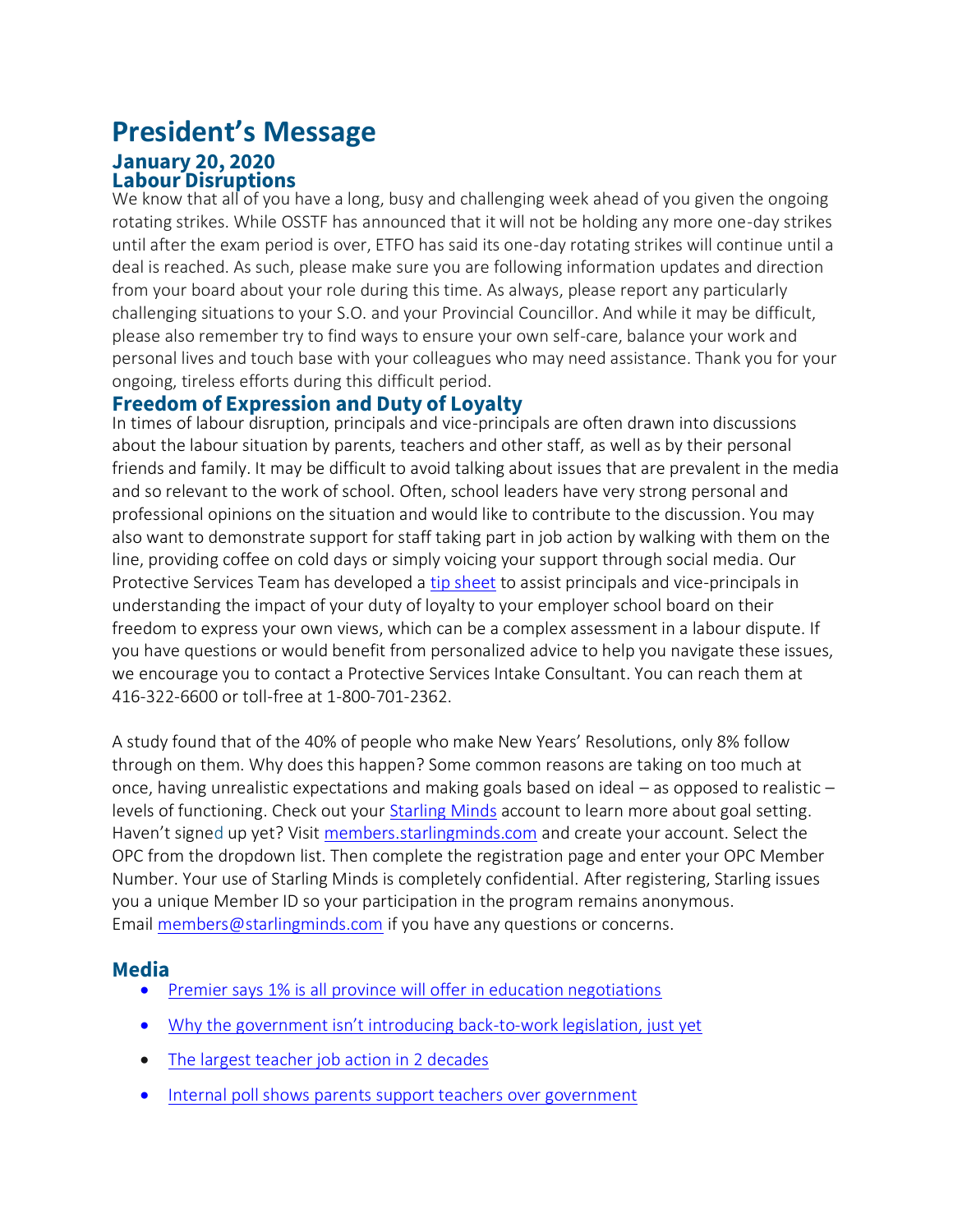# President's Message

## January 20, 2020

## Labour Disruptions

We know that all of you have a long, busy and challenging week ahead of you given the ongoing rotating strikes. While OSSTF has announced that it will not be holding any more one-day strikes until after the exam period is over, ETFO has said its one-day rotating strikes will continue until a deal is reached. As such, please make sure you are following information updates and direction from your board about your role during this time. As always, please report any particularly challenging situations to your S.O. and your Provincial Councillor. And while it may be difficult, please also remember try to find ways to ensure your own self-care, balance your work and personal lives and touch base with your colleagues who may need assistance. Thank you for your ongoing, tireless efforts during this difficult period.

## Freedom of Expression and Duty of Loyalty

In times of labour disruption, principals and vice-principals are often drawn into discussions about the labour situation by parents, teachers and other staff, as well as by their personal friends and family. It may be difficult to avoid talking about issues that are prevalent in the media and so relevant to the work of school. Often, school leaders have very strong personal and professional opinions on the situation and would like to contribute to the discussion. You may also want to demonstrate support for staff taking part in job action by walking with them on the line, providing coffee on cold days or simply voicing your support through social media. Our Protective Services Team has developed a tip sheet to assist principals and vice-principals in understanding the impact of your duty of loyalty to your employer school board on their freedom to express your own views, which can be a complex assessment in a labour dispute. If you have questions or would benefit from personalized advice to help you navigate these issues, we encourage you to contact a Protective Services Intake Consultant. You can reach them at 416-322-6600 or toll-free at 1-800-701-2362.

A study found that of the 40% of people who make New Years' Resolutions, only 8% follow through on them. Why does this happen? Some common reasons are taking on too much at once, having unrealistic expectations and making goals based on ideal – as opposed to realistic – levels of functioning. Check out your Starling Minds account to learn more about goal setting. Haven't signed up yet? Visit members.starlingminds.com and create your account. Select the OPC from the dropdown list. Then complete the registration page and enter your OPC Member Number. Your use of Starling Minds is completely confidential. After registering, Starling issues you a unique Member ID so your participation in the program remains anonymous. Email members@starlingminds.com if you have any questions or concerns.

## Media

- Premier says 1% is all province will offer in education negotiations
- Why the government isn't introducing back-to-work legislation, just yet
- The largest teacher job action in 2 decades
- Internal poll shows parents support teachers over government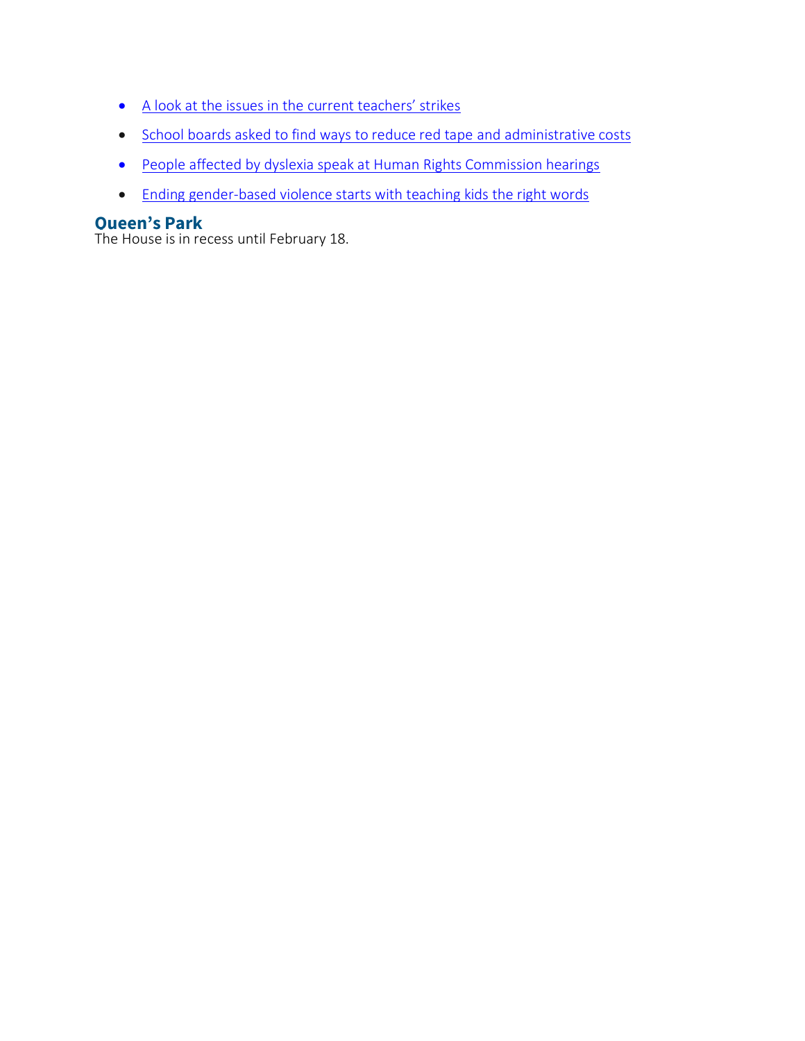- A look at the issues in the current teachers' strikes
- School boards asked to find ways to reduce red tape and administrative costs
- People affected by dyslexia speak at Human Rights Commission hearings
- Ending gender-based violence starts with teaching kids the right words

## Queen's Park

The House is in recess until February 18.